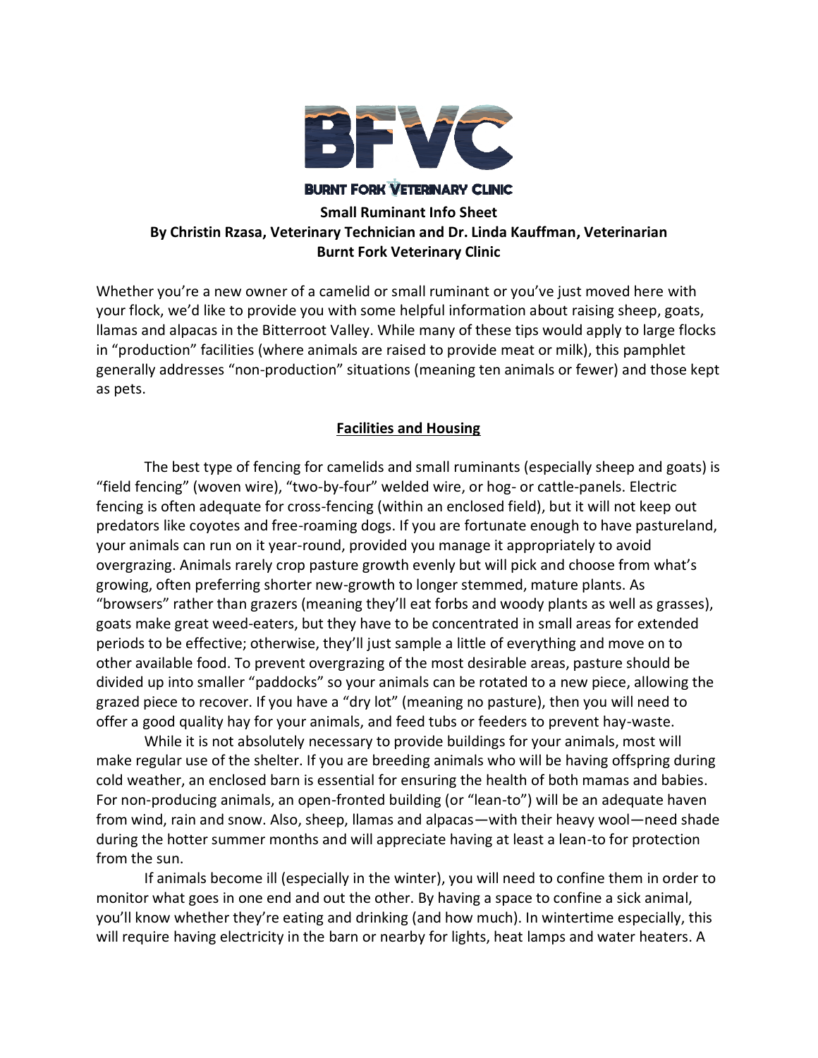**BFVC**

**BURNT FORK VETERINARY CLINIC**

**Small Ruminant Info Sheet**
**By Christin Rzasa, Veterinary Technician and Dr. Linda Kauffman, Veterinarian**
**Burnt Fork Veterinary Clinic**

Whether you're a new owner of a camelid or small ruminant or you've just moved here with your flock, we'd like to provide you with some helpful information about raising sheep, goats, llamas and alpacas in the Bitterroot Valley. While many of these tips would apply to large flocks in "production" facilities (where animals are raised to provide meat or milk), this pamphlet generally addresses "non-production" situations (meaning ten animals or fewer) and those kept as pets.

## Facilities and Housing

The best type of fencing for camelids and small ruminants (especially sheep and goats) is "field fencing" (woven wire), "two-by-four" welded wire, or hog- or cattle-panels. Electric fencing is often adequate for cross-fencing (within an enclosed field), but it will not keep out predators like coyotes and free-roaming dogs. If you are fortunate enough to have pastureland, your animals can run on it year-round, provided you manage it appropriately to avoid overgrazing. Animals rarely crop pasture growth evenly but will pick and choose from what's growing, often preferring shorter new-growth to longer stemmed, mature plants. As "browsers" rather than grazers (meaning they'll eat forbs and woody plants as well as grasses), goats make great weed-eaters, but they have to be concentrated in small areas for extended periods to be effective; otherwise, they'll just sample a little of everything and move on to other available food. To prevent overgrazing of the most desirable areas, pasture should be divided up into smaller "paddocks" so your animals can be rotated to a new piece, allowing the grazed piece to recover. If you have a "dry lot" (meaning no pasture), then you will need to offer a good quality hay for your animals, and feed tubs or feeders to prevent hay-waste.

While it is not absolutely necessary to provide buildings for your animals, most will make regular use of the shelter. If you are breeding animals who will be having offspring during cold weather, an enclosed barn is essential for ensuring the health of both mamas and babies. For non-producing animals, an open-fronted building (or "lean-to") will be an adequate haven from wind, rain and snow. Also, sheep, llamas and alpacas—with their heavy wool—need shade during the hotter summer months and will appreciate having at least a lean-to for protection from the sun.

If animals become ill (especially in the winter), you will need to confine them in order to monitor what goes in one end and out the other. By having a space to confine a sick animal, you'll know whether they're eating and drinking (and how much). In wintertime especially, this will require having electricity in the barn or nearby for lights, heat lamps and water heaters. A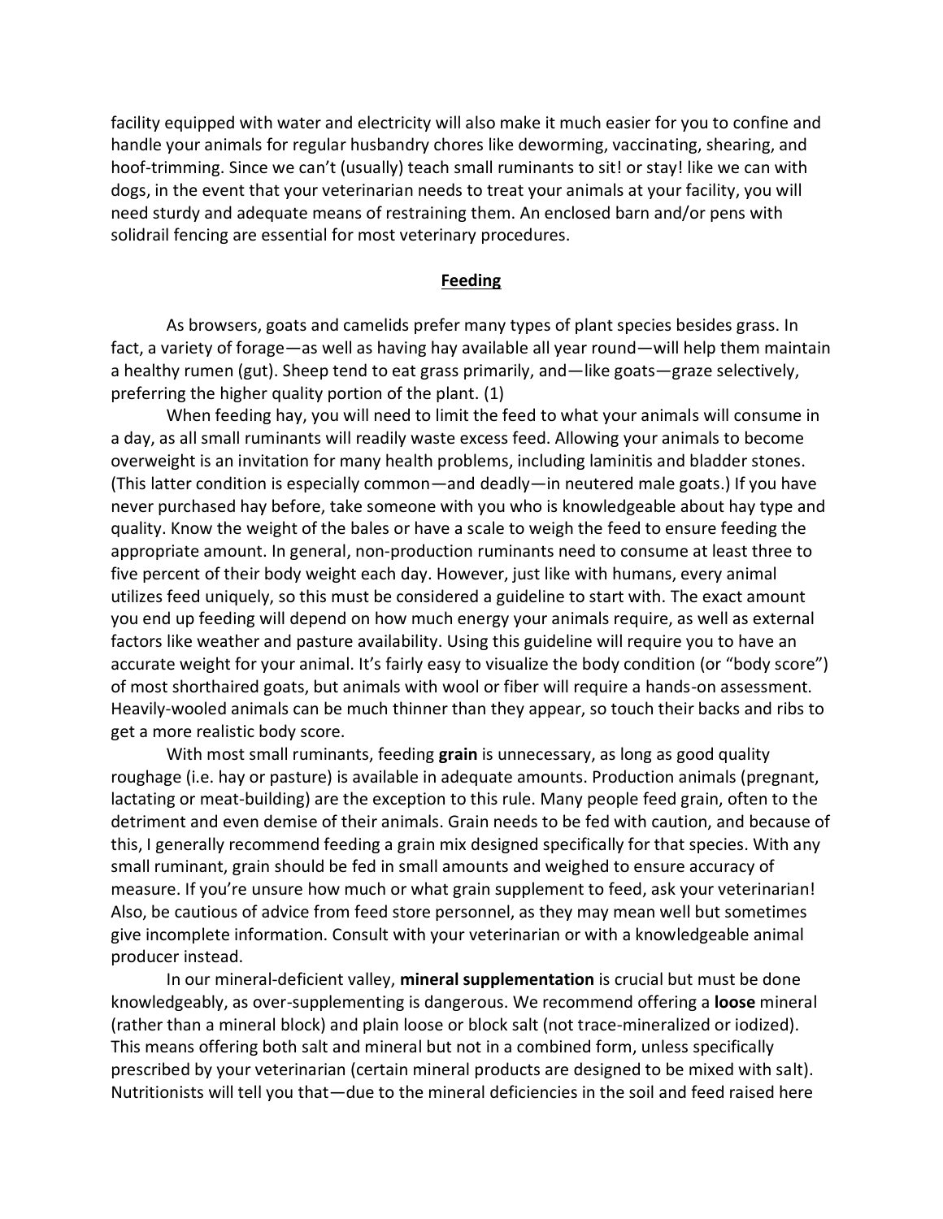facility equipped with water and electricity will also make it much easier for you to confine and handle your animals for regular husbandry chores like deworming, vaccinating, shearing, and hoof-trimming. Since we can't (usually) teach small ruminants to sit! or stay! like we can with dogs, in the event that your veterinarian needs to treat your animals at your facility, you will need sturdy and adequate means of restraining them. An enclosed barn and/or pens with solidrail fencing are essential for most veterinary procedures.

## Feeding

As browsers, goats and camelids prefer many types of plant species besides grass. In fact, a variety of forage—as well as having hay available all year round—will help them maintain a healthy rumen (gut). Sheep tend to eat grass primarily, and—like goats—graze selectively, preferring the higher quality portion of the plant. (1)

When feeding hay, you will need to limit the feed to what your animals will consume in a day, as all small ruminants will readily waste excess feed. Allowing your animals to become overweight is an invitation for many health problems, including laminitis and bladder stones. (This latter condition is especially common—and deadly—in neutered male goats.) If you have never purchased hay before, take someone with you who is knowledgeable about hay type and quality. Know the weight of the bales or have a scale to weigh the feed to ensure feeding the appropriate amount. In general, non-production ruminants need to consume at least three to five percent of their body weight each day. However, just like with humans, every animal utilizes feed uniquely, so this must be considered a guideline to start with. The exact amount you end up feeding will depend on how much energy your animals require, as well as external factors like weather and pasture availability. Using this guideline will require you to have an accurate weight for your animal. It's fairly easy to visualize the body condition (or "body score") of most shorthaired goats, but animals with wool or fiber will require a hands-on assessment. Heavily-wooled animals can be much thinner than they appear, so touch their backs and ribs to get a more realistic body score.

With most small ruminants, feeding **grain** is unnecessary, as long as good quality roughage (i.e. hay or pasture) is available in adequate amounts. Production animals (pregnant, lactating or meat-building) are the exception to this rule. Many people feed grain, often to the detriment and even demise of their animals. Grain needs to be fed with caution, and because of this, I generally recommend feeding a grain mix designed specifically for that species. With any small ruminant, grain should be fed in small amounts and weighed to ensure accuracy of measure. If you're unsure how much or what grain supplement to feed, ask your veterinarian! Also, be cautious of advice from feed store personnel, as they may mean well but sometimes give incomplete information. Consult with your veterinarian or with a knowledgeable animal producer instead.

In our mineral-deficient valley, **mineral supplementation** is crucial but must be done knowledgeably, as over-supplementing is dangerous. We recommend offering a **loose** mineral (rather than a mineral block) and plain loose or block salt (not trace-mineralized or iodized). This means offering both salt and mineral but not in a combined form, unless specifically prescribed by your veterinarian (certain mineral products are designed to be mixed with salt). Nutritionists will tell you that—due to the mineral deficiencies in the soil and feed raised here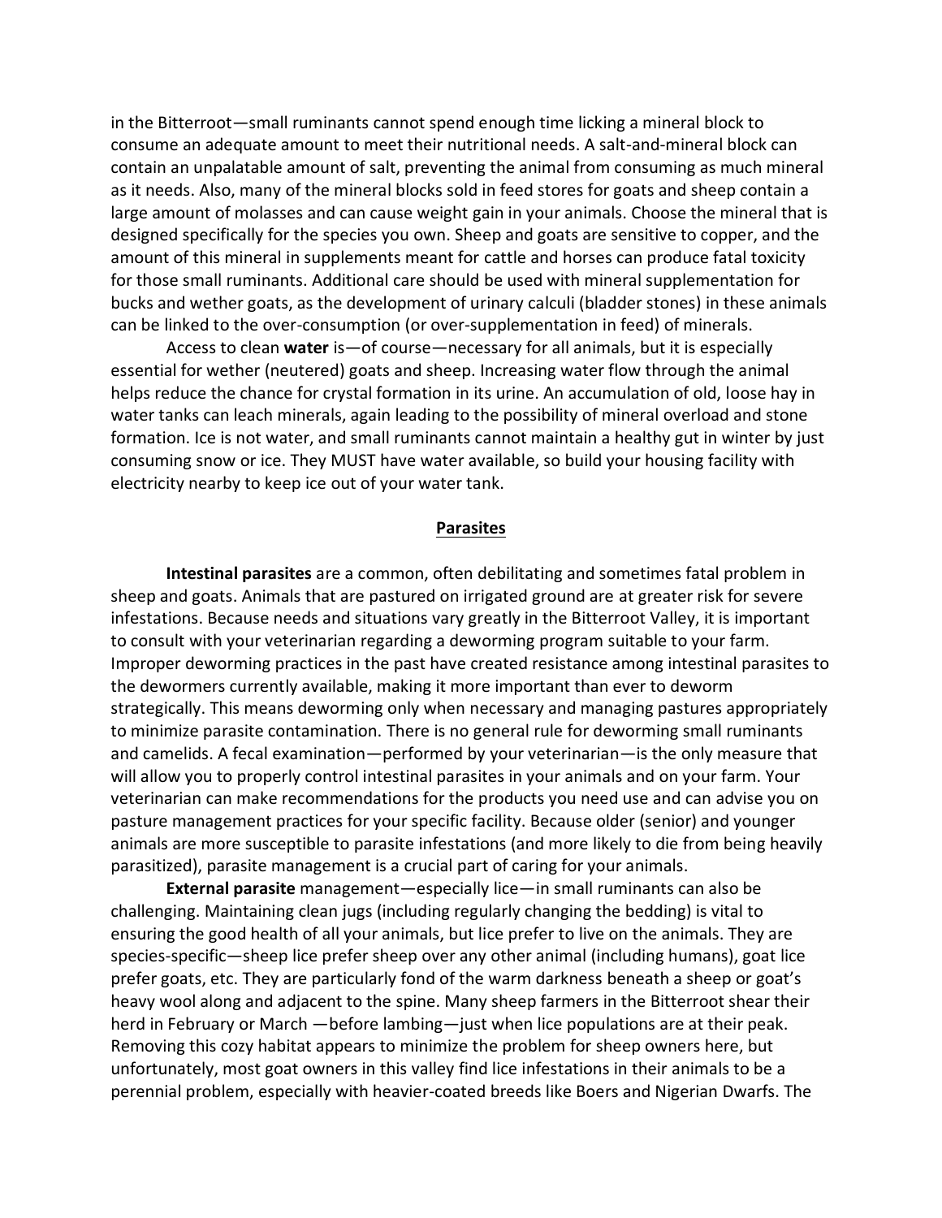in the Bitterroot—small ruminants cannot spend enough time licking a mineral block to consume an adequate amount to meet their nutritional needs. A salt-and-mineral block can contain an unpalatable amount of salt, preventing the animal from consuming as much mineral as it needs. Also, many of the mineral blocks sold in feed stores for goats and sheep contain a large amount of molasses and can cause weight gain in your animals. Choose the mineral that is designed specifically for the species you own. Sheep and goats are sensitive to copper, and the amount of this mineral in supplements meant for cattle and horses can produce fatal toxicity for those small ruminants. Additional care should be used with mineral supplementation for bucks and wether goats, as the development of urinary calculi (bladder stones) in these animals can be linked to the over-consumption (or over-supplementation in feed) of minerals.

Access to clean **water** is—of course—necessary for all animals, but it is especially essential for wether (neutered) goats and sheep. Increasing water flow through the animal helps reduce the chance for crystal formation in its urine. An accumulation of old, loose hay in water tanks can leach minerals, again leading to the possibility of mineral overload and stone formation. Ice is not water, and small ruminants cannot maintain a healthy gut in winter by just consuming snow or ice. They MUST have water available, so build your housing facility with electricity nearby to keep ice out of your water tank.

## Parasites

**Intestinal parasites** are a common, often debilitating and sometimes fatal problem in sheep and goats. Animals that are pastured on irrigated ground are at greater risk for severe infestations. Because needs and situations vary greatly in the Bitterroot Valley, it is important to consult with your veterinarian regarding a deworming program suitable to your farm. Improper deworming practices in the past have created resistance among intestinal parasites to the dewormers currently available, making it more important than ever to deworm strategically. This means deworming only when necessary and managing pastures appropriately to minimize parasite contamination. There is no general rule for deworming small ruminants and camelids. A fecal examination—performed by your veterinarian—is the only measure that will allow you to properly control intestinal parasites in your animals and on your farm. Your veterinarian can make recommendations for the products you need use and can advise you on pasture management practices for your specific facility. Because older (senior) and younger animals are more susceptible to parasite infestations (and more likely to die from being heavily parasitized), parasite management is a crucial part of caring for your animals.

**External parasite** management—especially lice—in small ruminants can also be challenging. Maintaining clean jugs (including regularly changing the bedding) is vital to ensuring the good health of all your animals, but lice prefer to live on the animals. They are species-specific—sheep lice prefer sheep over any other animal (including humans), goat lice prefer goats, etc. They are particularly fond of the warm darkness beneath a sheep or goat's heavy wool along and adjacent to the spine. Many sheep farmers in the Bitterroot shear their herd in February or March —before lambing—just when lice populations are at their peak. Removing this cozy habitat appears to minimize the problem for sheep owners here, but unfortunately, most goat owners in this valley find lice infestations in their animals to be a perennial problem, especially with heavier-coated breeds like Boers and Nigerian Dwarfs. The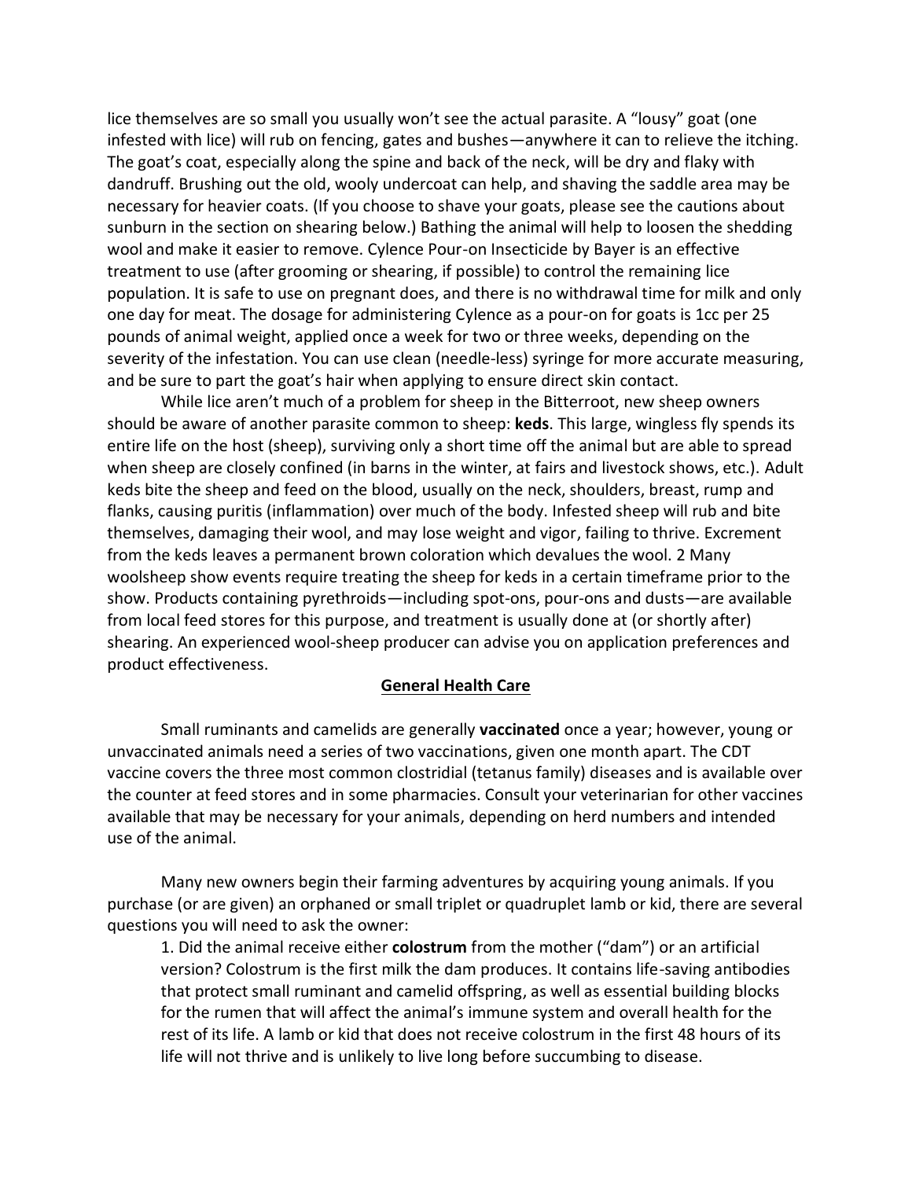lice themselves are so small you usually won't see the actual parasite. A "lousy" goat (one infested with lice) will rub on fencing, gates and bushes—anywhere it can to relieve the itching. The goat's coat, especially along the spine and back of the neck, will be dry and flaky with dandruff. Brushing out the old, wooly undercoat can help, and shaving the saddle area may be necessary for heavier coats. (If you choose to shave your goats, please see the cautions about sunburn in the section on shearing below.) Bathing the animal will help to loosen the shedding wool and make it easier to remove. Cylence Pour-on Insecticide by Bayer is an effective treatment to use (after grooming or shearing, if possible) to control the remaining lice population. It is safe to use on pregnant does, and there is no withdrawal time for milk and only one day for meat. The dosage for administering Cylence as a pour-on for goats is 1cc per 25 pounds of animal weight, applied once a week for two or three weeks, depending on the severity of the infestation. You can use clean (needle-less) syringe for more accurate measuring, and be sure to part the goat's hair when applying to ensure direct skin contact.

While lice aren't much of a problem for sheep in the Bitterroot, new sheep owners should be aware of another parasite common to sheep: **keds**. This large, wingless fly spends its entire life on the host (sheep), surviving only a short time off the animal but are able to spread when sheep are closely confined (in barns in the winter, at fairs and livestock shows, etc.). Adult keds bite the sheep and feed on the blood, usually on the neck, shoulders, breast, rump and flanks, causing puritis (inflammation) over much of the body. Infested sheep will rub and bite themselves, damaging their wool, and may lose weight and vigor, failing to thrive. Excrement from the keds leaves a permanent brown coloration which devalues the wool. 2 Many woolsheep show events require treating the sheep for keds in a certain timeframe prior to the show. Products containing pyrethroids—including spot-ons, pour-ons and dusts—are available from local feed stores for this purpose, and treatment is usually done at (or shortly after) shearing. An experienced wool-sheep producer can advise you on application preferences and product effectiveness.

## General Health Care

Small ruminants and camelids are generally **vaccinated** once a year; however, young or unvaccinated animals need a series of two vaccinations, given one month apart. The CDT vaccine covers the three most common clostridial (tetanus family) diseases and is available over the counter at feed stores and in some pharmacies. Consult your veterinarian for other vaccines available that may be necessary for your animals, depending on herd numbers and intended use of the animal.

Many new owners begin their farming adventures by acquiring young animals. If you purchase (or are given) an orphaned or small triplet or quadruplet lamb or kid, there are several questions you will need to ask the owner:

1. Did the animal receive either **colostrum** from the mother ("dam") or an artificial version? Colostrum is the first milk the dam produces. It contains life-saving antibodies that protect small ruminant and camelid offspring, as well as essential building blocks for the rumen that will affect the animal's immune system and overall health for the rest of its life. A lamb or kid that does not receive colostrum in the first 48 hours of its life will not thrive and is unlikely to live long before succumbing to disease.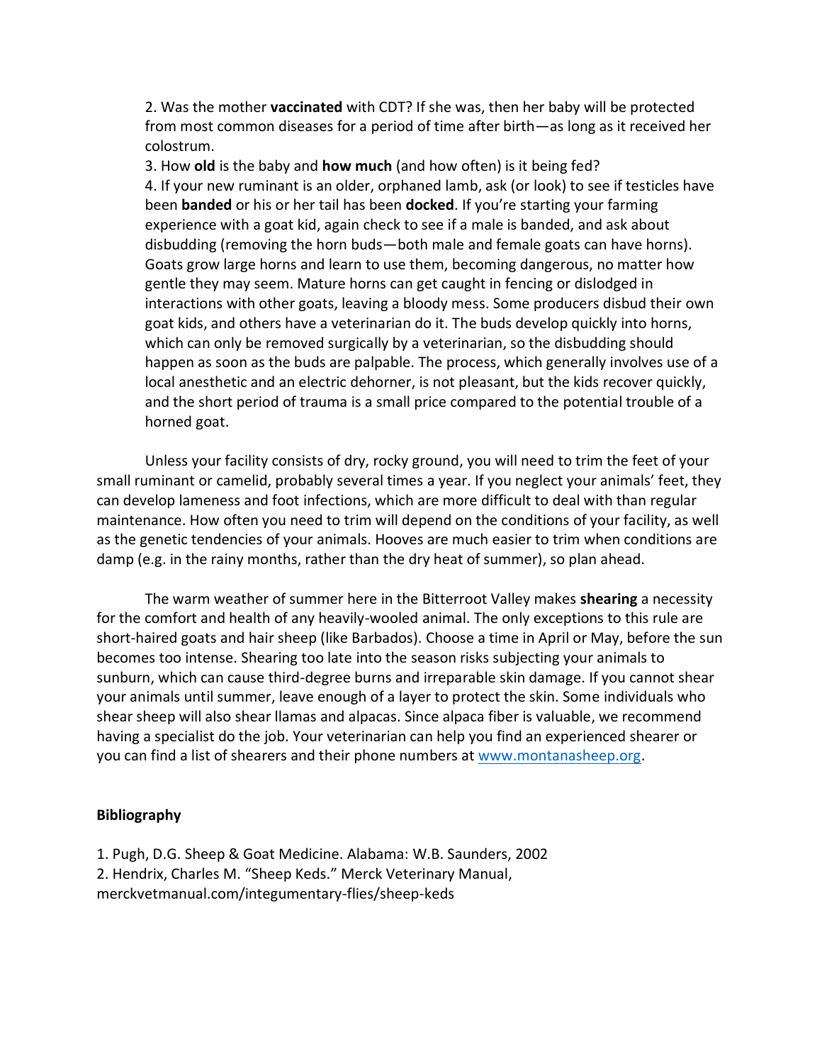2. Was the mother **vaccinated** with CDT? If she was, then her baby will be protected from most common diseases for a period of time after birth—as long as it received her colostrum.
3. How **old** is the baby and **how much** (and how often) is it being fed?
4. If your new ruminant is an older, orphaned lamb, ask (or look) to see if testicles have been **banded** or his or her tail has been **docked**. If you're starting your farming experience with a goat kid, again check to see if a male is banded, and ask about disbudding (removing the horn buds—both male and female goats can have horns). Goats grow large horns and learn to use them, becoming dangerous, no matter how gentle they may seem. Mature horns can get caught in fencing or dislodged in interactions with other goats, leaving a bloody mess. Some producers disbud their own goat kids, and others have a veterinarian do it. The buds develop quickly into horns, which can only be removed surgically by a veterinarian, so the disbudding should happen as soon as the buds are palpable. The process, which generally involves use of a local anesthetic and an electric dehorner, is not pleasant, but the kids recover quickly, and the short period of trauma is a small price compared to the potential trouble of a horned goat.

Unless your facility consists of dry, rocky ground, you will need to trim the feet of your small ruminant or camelid, probably several times a year. If you neglect your animals' feet, they can develop lameness and foot infections, which are more difficult to deal with than regular maintenance. How often you need to trim will depend on the conditions of your facility, as well as the genetic tendencies of your animals. Hooves are much easier to trim when conditions are damp (e.g. in the rainy months, rather than the dry heat of summer), so plan ahead.

The warm weather of summer here in the Bitterroot Valley makes **shearing** a necessity for the comfort and health of any heavily-wooled animal. The only exceptions to this rule are short-haired goats and hair sheep (like Barbados). Choose a time in April or May, before the sun becomes too intense. Shearing too late into the season risks subjecting your animals to sunburn, which can cause third-degree burns and irreparable skin damage. If you cannot shear your animals until summer, leave enough of a layer to protect the skin. Some individuals who shear sheep will also shear llamas and alpacas. Since alpaca fiber is valuable, we recommend having a specialist do the job. Your veterinarian can help you find an experienced shearer or you can find a list of shearers and their phone numbers at [www.montanasheep.org](http://www.montanasheep.org).

**Bibliography**

1. Pugh, D.G. Sheep & Goat Medicine. Alabama: W.B. Saunders, 2002
2. Hendrix, Charles M. "Sheep Keds." Merck Veterinary Manual, merckvetmanual.com/integumentary-flies/sheep-keds